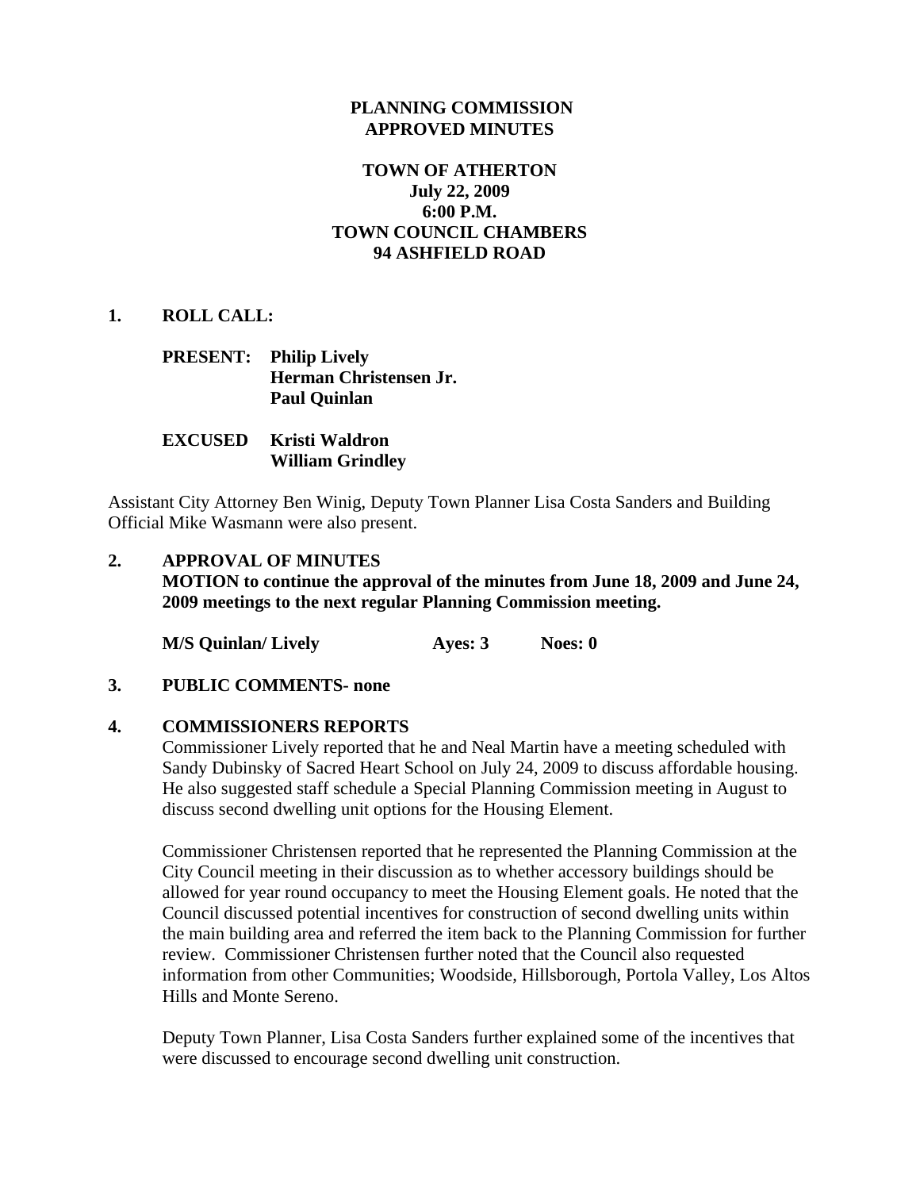**PLANNING COMMISSION**
**APPROVED MINUTES**

**TOWN OF ATHERTON**
**July 22, 2009**
**6:00 P.M.**
**TOWN COUNCIL CHAMBERS**
**94 ASHFIELD ROAD**

**1. ROLL CALL:**

**PRESENT:** **Philip Lively**
**Herman Christensen Jr.**
**Paul Quinlan**

**EXCUSED** **Kristi Waldron**
**William Grindley**

Assistant City Attorney Ben Winig, Deputy Town Planner Lisa Costa Sanders and Building Official Mike Wasmann were also present.

**2. APPROVAL OF MINUTES**
**MOTION to continue the approval of the minutes from June 18, 2009 and June 24, 2009 meetings to the next regular Planning Commission meeting.**

**M/S Quinlan/ Lively** **Ayes: 3** **Noes: 0**

**3. PUBLIC COMMENTS- none**

**4. COMMISSIONERS REPORTS**

Commissioner Lively reported that he and Neal Martin have a meeting scheduled with Sandy Dubinsky of Sacred Heart School on July 24, 2009 to discuss affordable housing. He also suggested staff schedule a Special Planning Commission meeting in August to discuss second dwelling unit options for the Housing Element.

Commissioner Christensen reported that he represented the Planning Commission at the City Council meeting in their discussion as to whether accessory buildings should be allowed for year round occupancy to meet the Housing Element goals. He noted that the Council discussed potential incentives for construction of second dwelling units within the main building area and referred the item back to the Planning Commission for further review. Commissioner Christensen further noted that the Council also requested information from other Communities; Woodside, Hillsborough, Portola Valley, Los Altos Hills and Monte Sereno.

Deputy Town Planner, Lisa Costa Sanders further explained some of the incentives that were discussed to encourage second dwelling unit construction.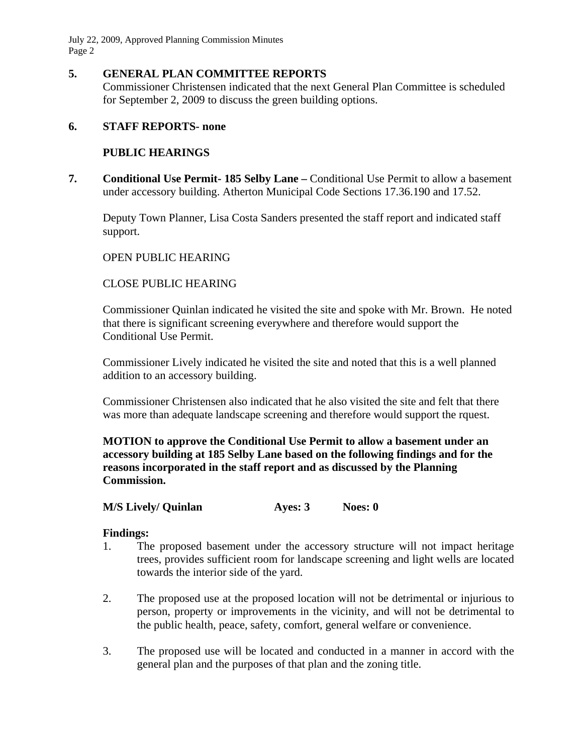## 5. GENERAL PLAN COMMITTEE REPORTS

Commissioner Christensen indicated that the next General Plan Committee is scheduled for September 2, 2009 to discuss the green building options.

## 6. STAFF REPORTS- none

## PUBLIC HEARINGS

**7. Conditional Use Permit- 185 Selby Lane –** Conditional Use Permit to allow a basement under accessory building. Atherton Municipal Code Sections 17.36.190 and 17.52.

Deputy Town Planner, Lisa Costa Sanders presented the staff report and indicated staff support.

OPEN PUBLIC HEARING

CLOSE PUBLIC HEARING

Commissioner Quinlan indicated he visited the site and spoke with Mr. Brown. He noted that there is significant screening everywhere and therefore would support the Conditional Use Permit.

Commissioner Lively indicated he visited the site and noted that this is a well planned addition to an accessory building.

Commissioner Christensen also indicated that he also visited the site and felt that there was more than adequate landscape screening and therefore would support the rquest.

**MOTION to approve the Conditional Use Permit to allow a basement under an accessory building at 185 Selby Lane based on the following findings and for the reasons incorporated in the staff report and as discussed by the Planning Commission.**

**M/S Lively/ Quinlan Ayes: 3 Noes: 0**

**Findings:**

1. The proposed basement under the accessory structure will not impact heritage trees, provides sufficient room for landscape screening and light wells are located towards the interior side of the yard.

2. The proposed use at the proposed location will not be detrimental or injurious to person, property or improvements in the vicinity, and will not be detrimental to the public health, peace, safety, comfort, general welfare or convenience.

3. The proposed use will be located and conducted in a manner in accord with the general plan and the purposes of that plan and the zoning title.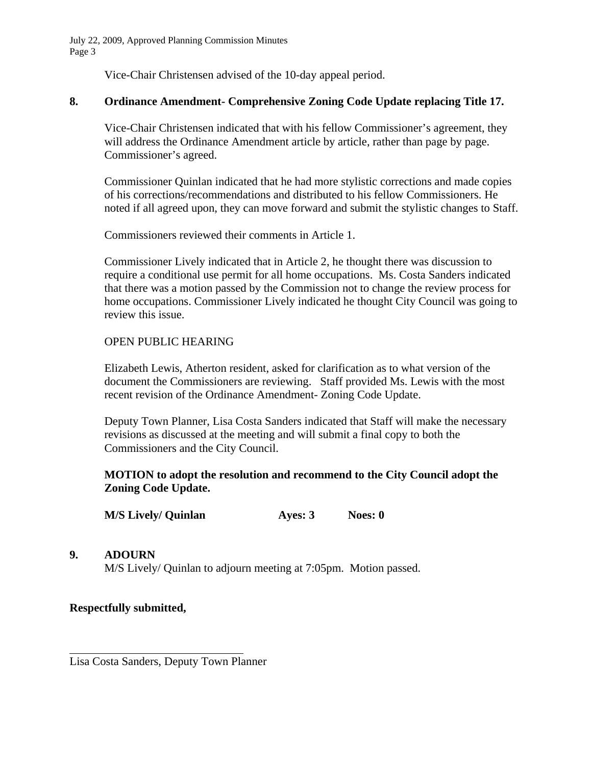Vice-Chair Christensen advised of the 10-day appeal period.

**8. Ordinance Amendment- Comprehensive Zoning Code Update replacing Title 17.**

Vice-Chair Christensen indicated that with his fellow Commissioner's agreement, they will address the Ordinance Amendment article by article, rather than page by page. Commissioner's agreed.

Commissioner Quinlan indicated that he had more stylistic corrections and made copies of his corrections/recommendations and distributed to his fellow Commissioners. He noted if all agreed upon, they can move forward and submit the stylistic changes to Staff.

Commissioners reviewed their comments in Article 1.

Commissioner Lively indicated that in Article 2, he thought there was discussion to require a conditional use permit for all home occupations. Ms. Costa Sanders indicated that there was a motion passed by the Commission not to change the review process for home occupations. Commissioner Lively indicated he thought City Council was going to review this issue.

OPEN PUBLIC HEARING

Elizabeth Lewis, Atherton resident, asked for clarification as to what version of the document the Commissioners are reviewing. Staff provided Ms. Lewis with the most recent revision of the Ordinance Amendment- Zoning Code Update.

Deputy Town Planner, Lisa Costa Sanders indicated that Staff will make the necessary revisions as discussed at the meeting and will submit a final copy to both the Commissioners and the City Council.

**MOTION to adopt the resolution and recommend to the City Council adopt the Zoning Code Update.**

**M/S Lively/ Quinlan    Ayes: 3    Noes: 0**

**9. ADOURN**

M/S Lively/ Quinlan to adjourn meeting at 7:05pm. Motion passed.

**Respectfully submitted,**

\_\_\_\_\_\_\_\_\_\_\_\_\_\_\_\_\_\_\_\_\_\_\_\_\_\_\_\_\_\_\_\_

Lisa Costa Sanders, Deputy Town Planner